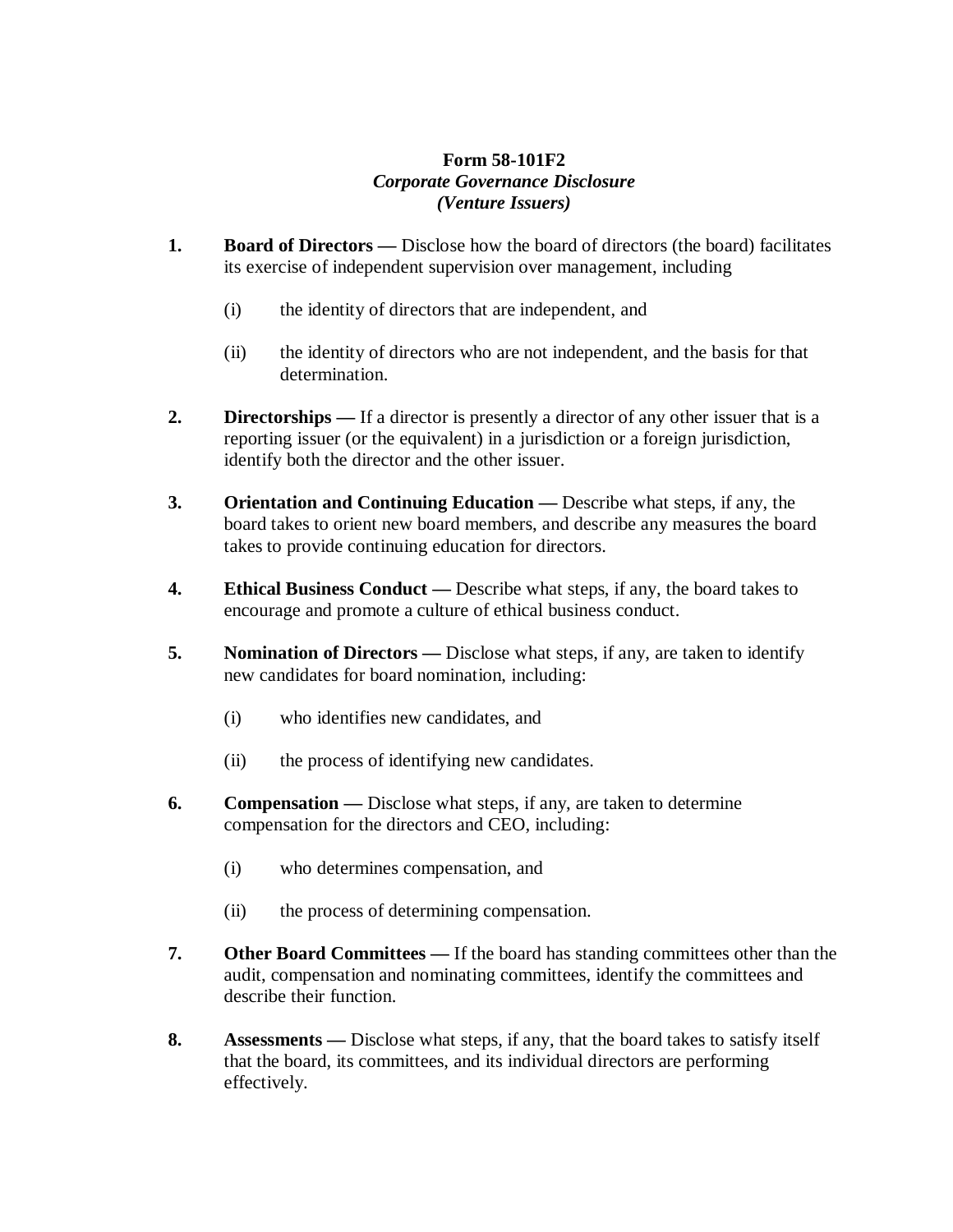**Form 58-101F2**
***Corporate Governance Disclosure***
***(Venture Issuers)***

**1. Board of Directors —** Disclose how the board of directors (the board) facilitates its exercise of independent supervision over management, including

(i) the identity of directors that are independent, and

(ii) the identity of directors who are not independent, and the basis for that determination.

**2. Directorships —** If a director is presently a director of any other issuer that is a reporting issuer (or the equivalent) in a jurisdiction or a foreign jurisdiction, identify both the director and the other issuer.

**3. Orientation and Continuing Education —** Describe what steps, if any, the board takes to orient new board members, and describe any measures the board takes to provide continuing education for directors.

**4. Ethical Business Conduct —** Describe what steps, if any, the board takes to encourage and promote a culture of ethical business conduct.

**5. Nomination of Directors —** Disclose what steps, if any, are taken to identify new candidates for board nomination, including:

(i) who identifies new candidates, and

(ii) the process of identifying new candidates.

**6. Compensation —** Disclose what steps, if any, are taken to determine compensation for the directors and CEO, including:

(i) who determines compensation, and

(ii) the process of determining compensation.

**7. Other Board Committees —** If the board has standing committees other than the audit, compensation and nominating committees, identify the committees and describe their function.

**8. Assessments —** Disclose what steps, if any, that the board takes to satisfy itself that the board, its committees, and its individual directors are performing effectively.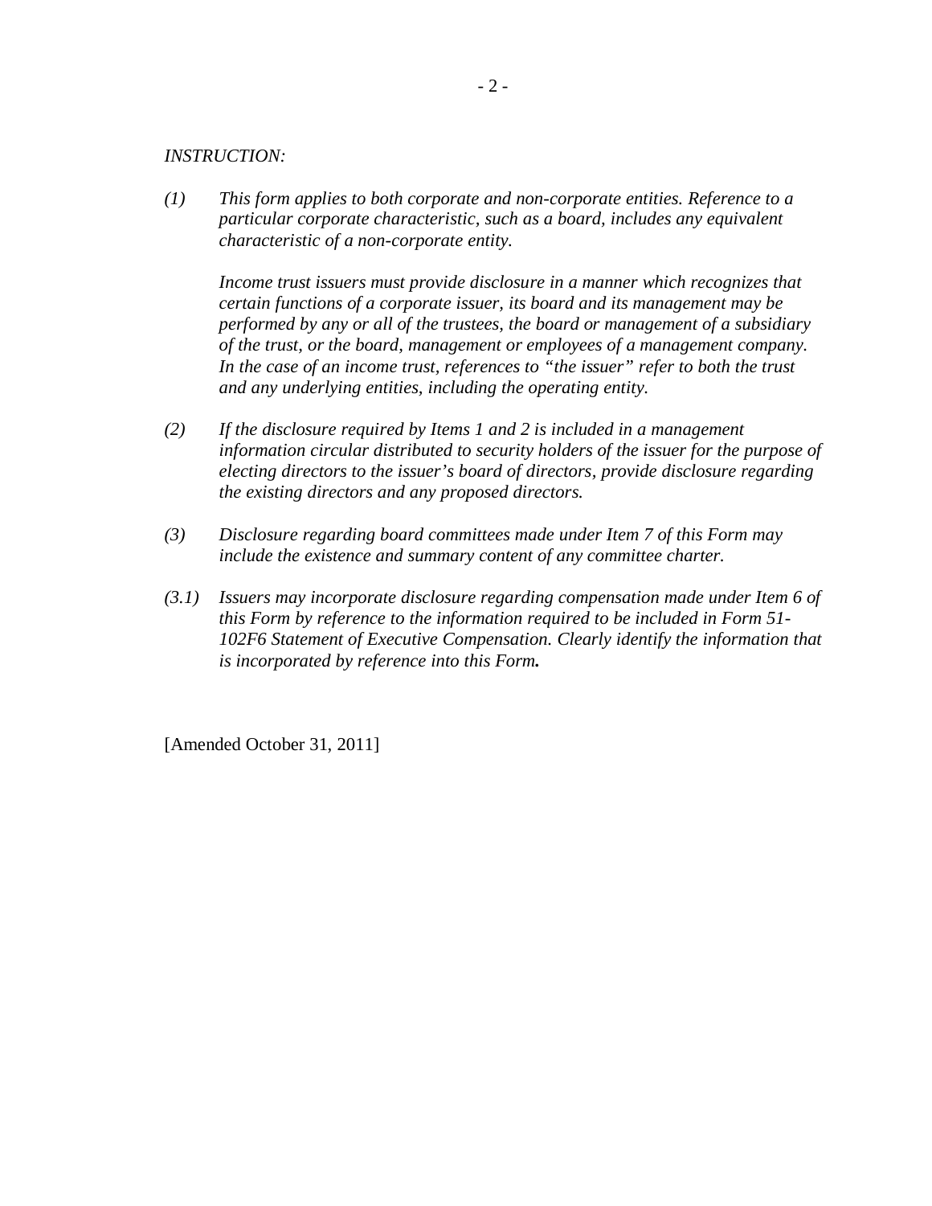*INSTRUCTION:*

*(1) This form applies to both corporate and non-corporate entities. Reference to a particular corporate characteristic, such as a board, includes any equivalent characteristic of a non-corporate entity.*

*Income trust issuers must provide disclosure in a manner which recognizes that certain functions of a corporate issuer, its board and its management may be performed by any or all of the trustees, the board or management of a subsidiary of the trust, or the board, management or employees of a management company. In the case of an income trust, references to "the issuer" refer to both the trust and any underlying entities, including the operating entity.*

*(2) If the disclosure required by Items 1 and 2 is included in a management information circular distributed to security holders of the issuer for the purpose of electing directors to the issuer's board of directors, provide disclosure regarding the existing directors and any proposed directors.*

*(3) Disclosure regarding board committees made under Item 7 of this Form may include the existence and summary content of any committee charter.*

*(3.1) Issuers may incorporate disclosure regarding compensation made under Item 6 of this Form by reference to the information required to be included in Form 51-102F6 Statement of Executive Compensation. Clearly identify the information that is incorporated by reference into this Form.*

[Amended October 31, 2011]